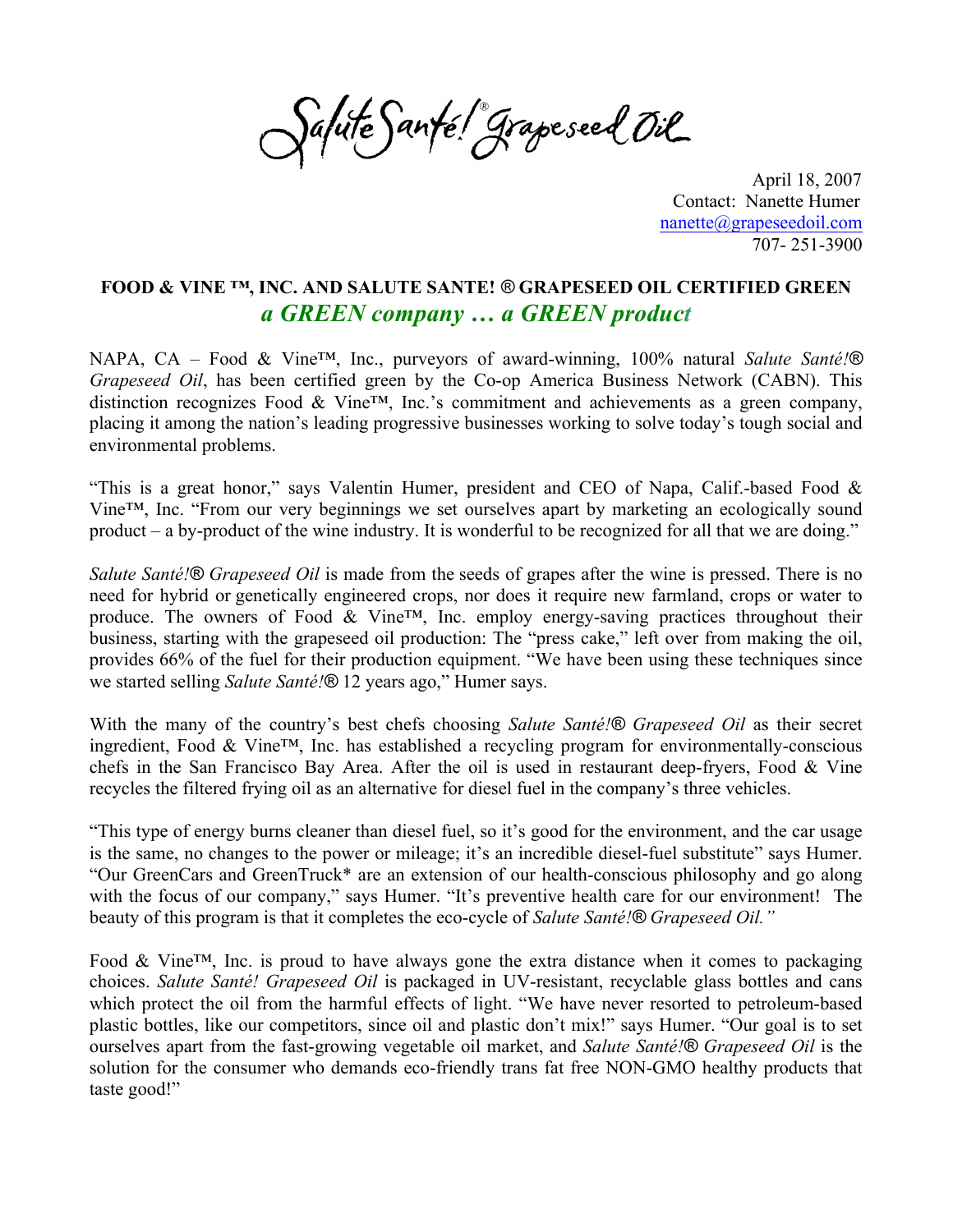Salute Santé!® Grapeseed Oil

April 18, 2007
Contact: Nanette Humer
nanette@grapeseedoil.com
707- 251-3900

## FOOD & VINE ™, INC. AND SALUTE SANTE! ® GRAPESEED OIL CERTIFIED GREEN

### *a GREEN company … a GREEN product*

NAPA, CA – Food & Vine™, Inc., purveyors of award-winning, 100% natural *Salute Santé!® Grapeseed Oil*, has been certified green by the Co-op America Business Network (CABN). This distinction recognizes Food & Vine™, Inc.'s commitment and achievements as a green company, placing it among the nation's leading progressive businesses working to solve today's tough social and environmental problems.

"This is a great honor," says Valentin Humer, president and CEO of Napa, Calif.-based Food & Vine™, Inc. "From our very beginnings we set ourselves apart by marketing an ecologically sound product – a by-product of the wine industry. It is wonderful to be recognized for all that we are doing."

*Salute Santé!® Grapeseed Oil* is made from the seeds of grapes after the wine is pressed. There is no need for hybrid or genetically engineered crops, nor does it require new farmland, crops or water to produce. The owners of Food & Vine™, Inc. employ energy-saving practices throughout their business, starting with the grapeseed oil production: The "press cake," left over from making the oil, provides 66% of the fuel for their production equipment. "We have been using these techniques since we started selling *Salute Santé!®* 12 years ago," Humer says.

With the many of the country's best chefs choosing *Salute Santé!® Grapeseed Oil* as their secret ingredient, Food & Vine™, Inc. has established a recycling program for environmentally-conscious chefs in the San Francisco Bay Area. After the oil is used in restaurant deep-fryers, Food & Vine recycles the filtered frying oil as an alternative for diesel fuel in the company's three vehicles.

"This type of energy burns cleaner than diesel fuel, so it's good for the environment, and the car usage is the same, no changes to the power or mileage; it's an incredible diesel-fuel substitute" says Humer. "Our GreenCars and GreenTruck* are an extension of our health-conscious philosophy and go along with the focus of our company," says Humer. "It's preventive health care for our environment! The beauty of this program is that it completes the eco-cycle of *Salute Santé!® Grapeseed Oil."*

Food & Vine™, Inc. is proud to have always gone the extra distance when it comes to packaging choices. *Salute Santé! Grapeseed Oil* is packaged in UV-resistant, recyclable glass bottles and cans which protect the oil from the harmful effects of light. "We have never resorted to petroleum-based plastic bottles, like our competitors, since oil and plastic don't mix!" says Humer. "Our goal is to set ourselves apart from the fast-growing vegetable oil market, and *Salute Santé!® Grapeseed Oil* is the solution for the consumer who demands eco-friendly trans fat free NON-GMO healthy products that taste good!"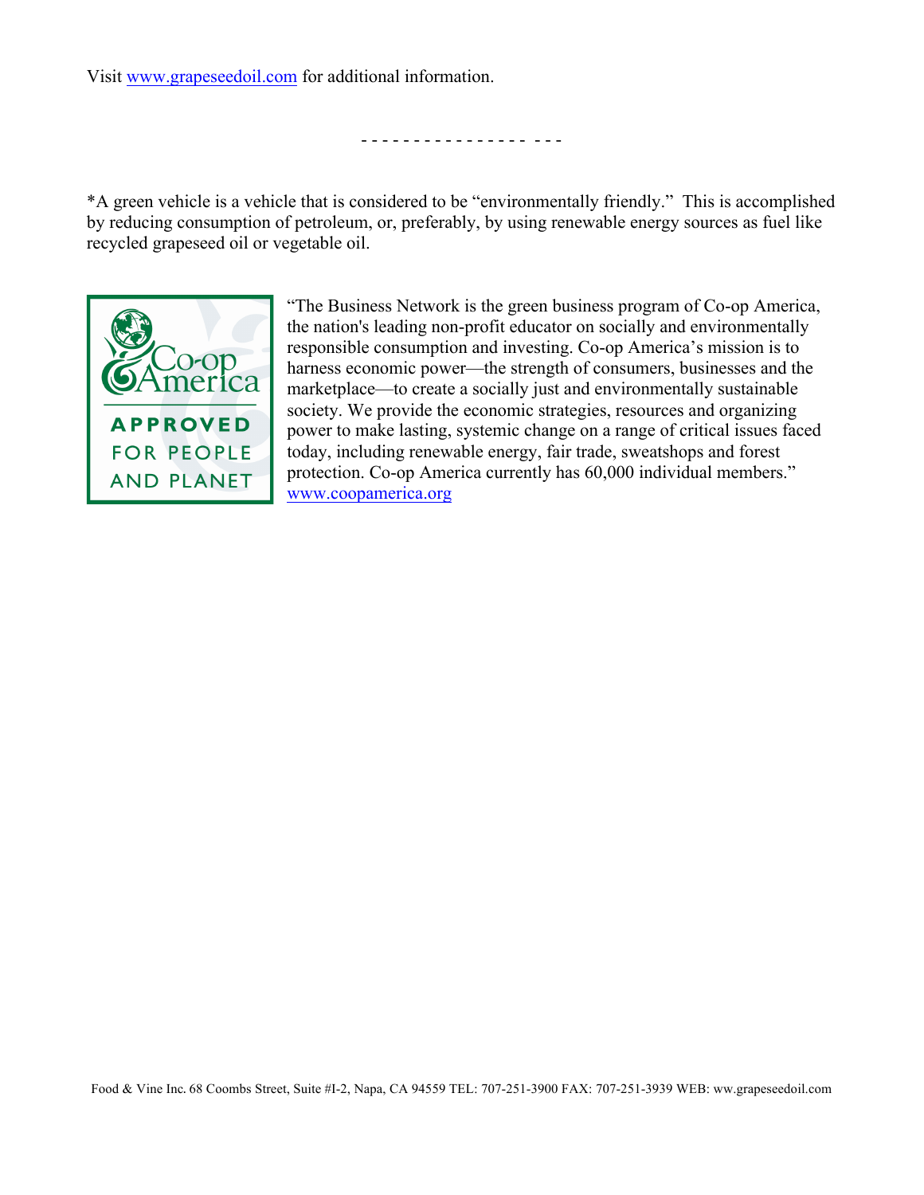Visit www.grapeseedoil.com for additional information.

- - - - - - - - - - - - - - - - - - -

*A green vehicle is a vehicle that is considered to be "environmentally friendly." This is accomplished by reducing consumption of petroleum, or, preferably, by using renewable energy sources as fuel like recycled grapeseed oil or vegetable oil.

Co-op America
APPROVED
FOR PEOPLE
AND PLANET

"The Business Network is the green business program of Co-op America, the nation's leading non-profit educator on socially and environmentally responsible consumption and investing. Co-op America's mission is to harness economic power—the strength of consumers, businesses and the marketplace—to create a socially just and environmentally sustainable society. We provide the economic strategies, resources and organizing power to make lasting, systemic change on a range of critical issues faced today, including renewable energy, fair trade, sweatshops and forest protection. Co-op America currently has 60,000 individual members." www.coopamerica.org

Food & Vine Inc. 68 Coombs Street, Suite #I-2, Napa, CA 94559 TEL: 707-251-3900 FAX: 707-251-3939 WEB: ww.grapeseedoil.com